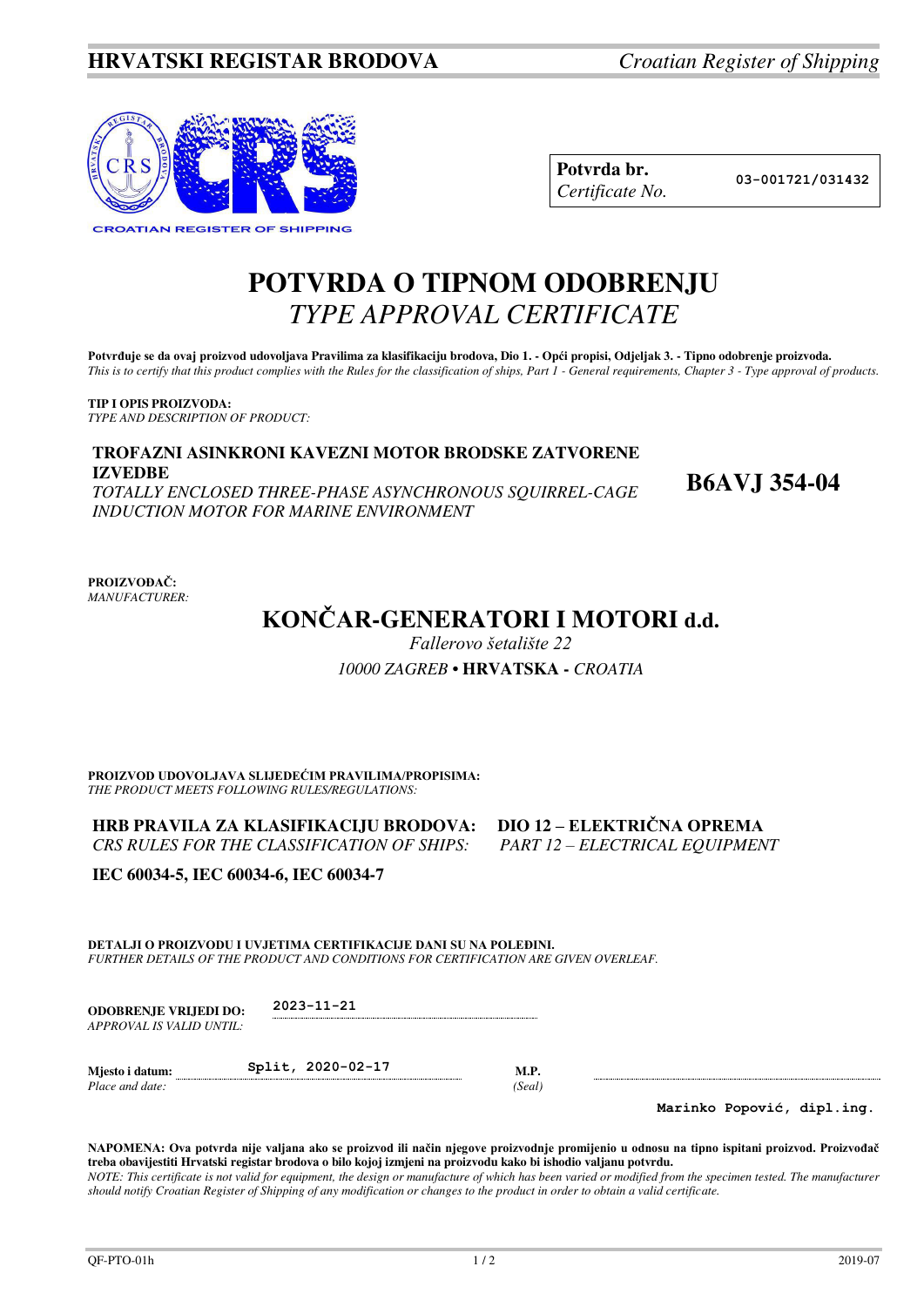**HRVATSKI REGISTAR BRODOVA** *Croatian Register of Shipping*

CROATIAN REGISTER OF SHIPPING

| **Potvrda br.** *Certificate No.* | 03-001721/031432 |
|---|---|

# POTVRDA O TIPNOM ODOBRENJU
## *TYPE APPROVAL CERTIFICATE*

**Potvrđuje se da ovaj proizvod udovoljava Pravilima za klasifikaciju brodova, Dio 1. - Opći propisi, Odjeljak 3. - Tipno odobrenje proizvoda.**
*This is to certify that this product complies with the Rules for the classification of ships, Part 1 - General requirements, Chapter 3 - Type approval of products.*

**TIP I OPIS PROIZVODA:**
*TYPE AND DESCRIPTION OF PRODUCT:*

**TROFAZNI ASINKRONI KAVEZNI MOTOR BRODSKE ZATVORENE IZVEDBE**
*TOTALLY ENCLOSED THREE-PHASE ASYNCHRONOUS SQUIRREL-CAGE INDUCTION MOTOR FOR MARINE ENVIRONMENT*

**B6AVJ 354-04**

**PROIZVOĐAČ:**
*MANUFACTURER:*

## KONČAR-GENERATORI I MOTORI d.d.

*Fallerovo šetalište 22*
*10000 ZAGREB* • **HRVATSKA -** *CROATIA*

**PROIZVOD UDOVOLJAVA SLIJEDEĆIM PRAVILIMA/PROPISIMA:**
*THE PRODUCT MEETS FOLLOWING RULES/REGULATIONS:*

**HRB PRAVILA ZA KLASIFIKACIJU BRODOVA: DIO 12 – ELEKTRIČNA OPREMA**
*CRS RULES FOR THE CLASSIFICATION OF SHIPS: PART 12 – ELECTRICAL EQUIPMENT*

**IEC 60034-5, IEC 60034-6, IEC 60034-7**

**DETALJI O PROIZVODU I UVJETIMA CERTIFIKACIJE DANI SU NA POLEĐINI.**
*FURTHER DETAILS OF THE PRODUCT AND CONDITIONS FOR CERTIFICATION ARE GIVEN OVERLEAF.*

**ODOBRENJE VRIJEDI DO:** *APPROVAL IS VALID UNTIL:* 2023-11-21

**Mjesto i datum:** *Place and date:* Split, 2020-02-17

**M.P.** *(Seal)*

**Marinko Popović, dipl.ing.**

**NAPOMENA: Ova potvrda nije valjana ako se proizvod ili način njegove proizvodnje promijenio u odnosu na tipno ispitani proizvod. Proizvođač treba obavijestiti Hrvatski registar brodova o bilo kojoj izmjeni na proizvodu kako bi ishodio valjanu potvrdu.**
*NOTE: This certificate is not valid for equipment, the design or manufacture of which has been varied or modified from the specimen tested. The manufacturer should notify Croatian Register of Shipping of any modification or changes to the product in order to obtain a valid certificate.*

QF-PTO-01h 2019-07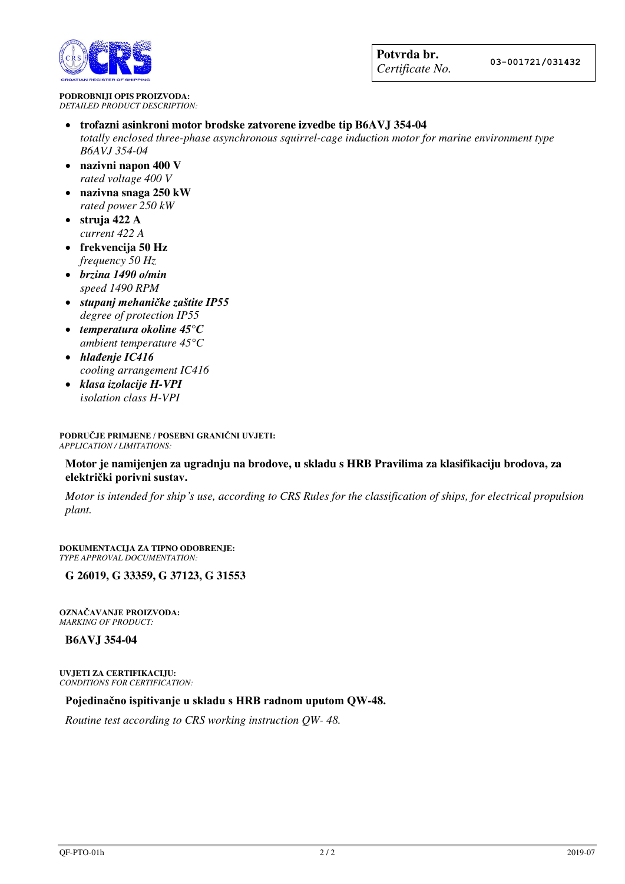| | |
|---|---|
| **Potvrda br.** *Certificate No.* | 03-001721/031432 |

**PODROBNIJI OPIS PROIZVODA:**
*DETAILED PRODUCT DESCRIPTION:*

- **trofazni asinkroni motor brodske zatvorene izvedbe tip B6AVJ 354-04**
  *totally enclosed three-phase asynchronous squirrel-cage induction motor for marine environment type B6AVJ 354-04*
- **nazivni napon 400 V**
  *rated voltage 400 V*
- **nazivna snaga 250 kW**
  *rated power 250 kW*
- **struja 422 A**
  *current 422 A*
- **frekvencija 50 Hz**
  *frequency 50 Hz*
- ***brzina 1490 o/min***
  *speed 1490 RPM*
- ***stupanj mehaničke zaštite IP55***
  *degree of protection IP55*
- ***temperatura okoline 45°C***
  *ambient temperature 45°C*
- ***hlađenje IC416***
  *cooling arrangement IC416*
- ***klasa izolacije H-VPI***
  *isolation class H-VPI*

**PODRUČJE PRIMJENE / POSEBNI GRANIČNI UVJETI:**
*APPLICATION / LIMITATIONS:*

**Motor je namijenjen za ugradnju na brodove, u skladu s HRB Pravilima za klasifikaciju brodova, za električki porivni sustav.**

*Motor is intended for ship's use, according to CRS Rules for the classification of ships, for electrical propulsion plant.*

**DOKUMENTACIJA ZA TIPNO ODOBRENJE:**
*TYPE APPROVAL DOCUMENTATION:*

**G 26019, G 33359, G 37123, G 31553**

**OZNAČAVANJE PROIZVODA:**
*MARKING OF PRODUCT:*

**B6AVJ 354-04**

**UVJETI ZA CERTIFIKACIJU:**
*CONDITIONS FOR CERTIFICATION:*

**Pojedinačno ispitivanje u skladu s HRB radnom uputom QW-48.**

*Routine test according to CRS working instruction QW- 48.*